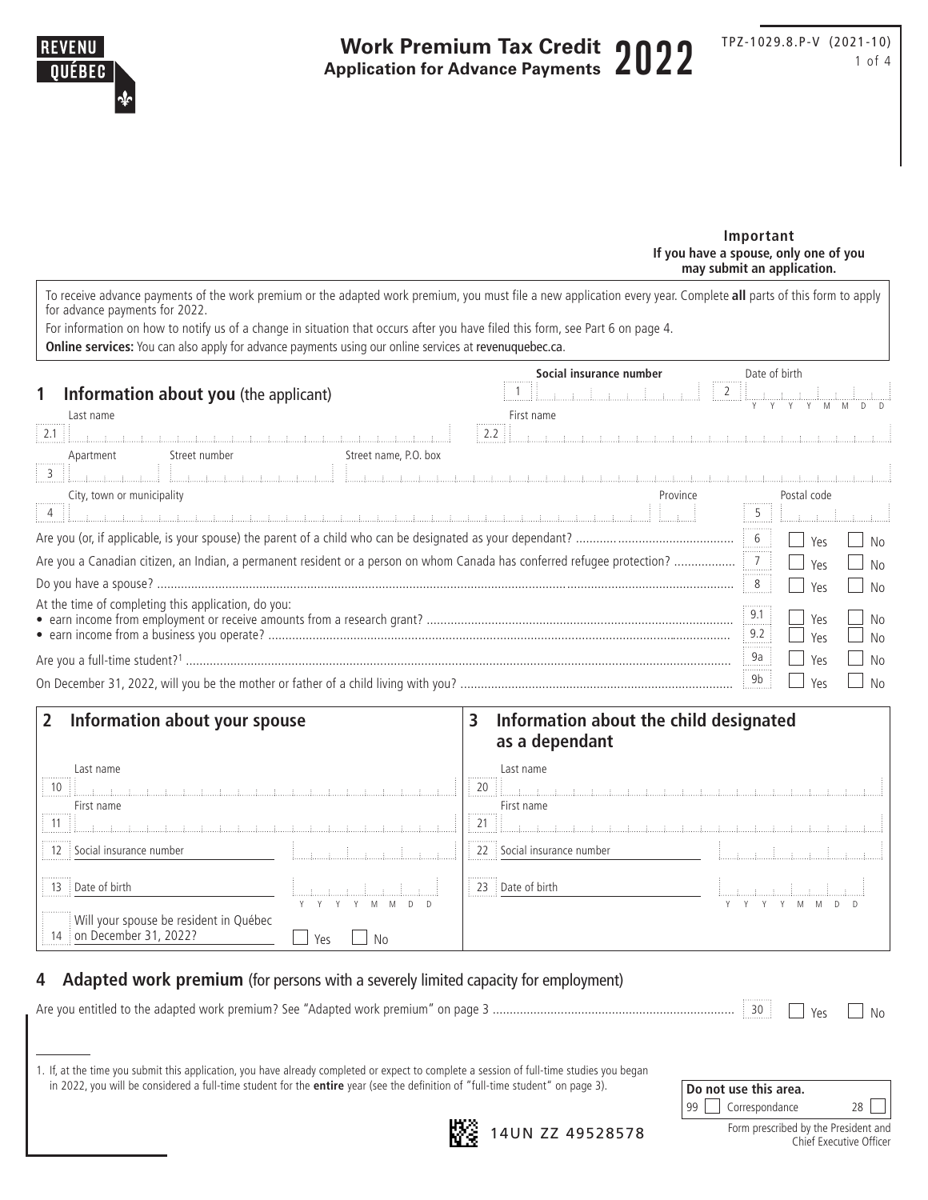REVENU QUÉBEC

# Work Premium Tax Credit 2022
## Application for Advance Payments

TPZ-1029.8.P-V (2021-10)

**Important**
**If you have a spouse, only one of you may submit an application.**

To receive advance payments of the work premium or the adapted work premium, you must file a new application every year. Complete **all** parts of this form to apply for advance payments for 2022.

For information on how to notify us of a change in situation that occurs after you have filed this form, see Part 6 on page 4.

**Online services:** You can also apply for advance payments using our online services at revenuquebec.ca.

## 1 Information about you (the applicant)

| | |
|---|---|
| 1 Social insurance number | 2 Date of birth (Y Y Y Y M M D D) |
| 2.1 Last name | 2.2 First name |
| 3 Apartment / Street number / Street name, P.O. box | |
| 4 City, town or municipality / Province | 5 Postal code |

| Question | Line | Yes | No |
|---|---|---|---|
| Are you (or, if applicable, is your spouse) the parent of a child who can be designated as your dependant? | 6 | ☐ Yes | ☐ No |
| Are you a Canadian citizen, an Indian, a permanent resident or a person on whom Canada has conferred refugee protection? | 7 | ☐ Yes | ☐ No |
| Do you have a spouse? | 8 | ☐ Yes | ☐ No |
| At the time of completing this application, do you: | | | |
| • earn income from employment or receive amounts from a research grant? | 9.1 | ☐ Yes | ☐ No |
| • earn income from a business you operate? | 9.2 | ☐ Yes | ☐ No |
| Are you a full-time student?[1] | 9a | ☐ Yes | ☐ No |
| On December 31, 2022, will you be the mother or father of a child living with you? | 9b | ☐ Yes | ☐ No |

## 2 Information about your spouse

| | |
|---|---|
| 10 Last name | |
| 11 First name | |
| 12 Social insurance number | |
| 13 Date of birth | Y Y Y Y M M D D |
| 14 Will your spouse be resident in Québec on December 31, 2022? | ☐ Yes ☐ No |

## 3 Information about the child designated as a dependant

| | |
|---|---|
| 20 Last name | |
| 21 First name | |
| 22 Social insurance number | |
| 23 Date of birth | Y Y Y Y M M D D |

## 4 Adapted work premium (for persons with a severely limited capacity for employment)

Are you entitled to the adapted work premium? See "Adapted work premium" on page 3 ..... 30 ☐ Yes ☐ No

1. If, at the time you submit this application, you have already completed or expect to complete a session of full-time studies you began in 2022, you will be considered a full-time student for the **entire** year (see the definition of "full-time student" on page 3).

**Do not use this area.**
99 ☐ Correspondance 28 ☐

14UN ZZ 49528578

Form prescribed by the President and Chief Executive Officer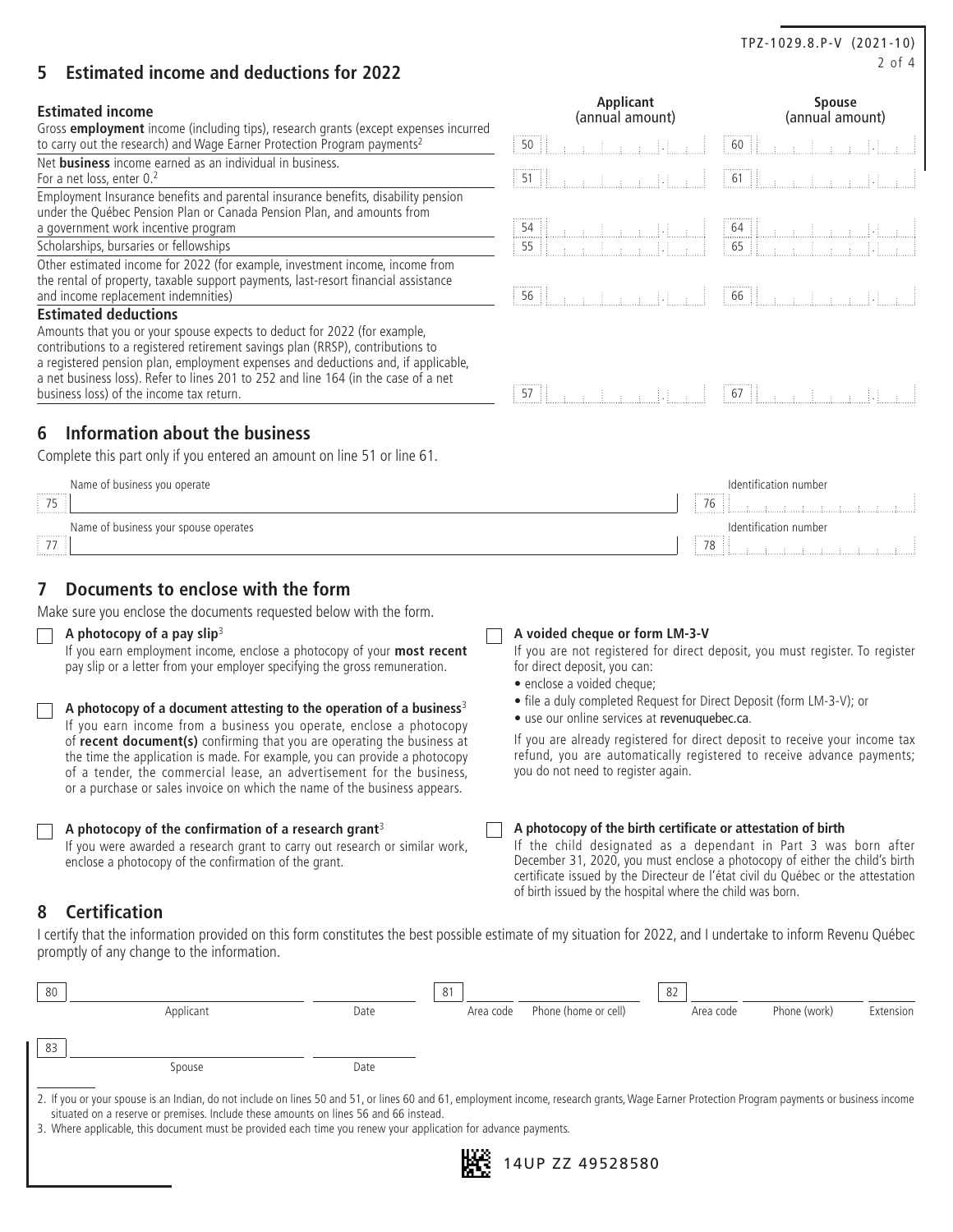## 5 Estimated income and deductions for 2022

| Estimated income | Applicant (annual amount) | Spouse (annual amount) |
|---|---|---|
| Gross **employment** income (including tips), research grants (except expenses incurred to carry out the research) and Wage Earner Protection Program payments[2] | 50 | 60 |
| Net **business** income earned as an individual in business. For a net loss, enter 0.[2] | 51 | 61 |
| Employment Insurance benefits and parental insurance benefits, disability pension under the Québec Pension Plan or Canada Pension Plan, and amounts from a government work incentive program | 54 | 64 |
| Scholarships, bursaries or fellowships | 55 | 65 |
| Other estimated income for 2022 (for example, investment income, income from the rental of property, taxable support payments, last-resort financial assistance and income replacement indemnities) | 56 | 66 |
| **Estimated deductions** | | |
| Amounts that you or your spouse expects to deduct for 2022 (for example, contributions to a registered retirement savings plan (RRSP), contributions to a registered pension plan, employment expenses and deductions and, if applicable, a net business loss). Refer to lines 201 to 252 and line 164 (in the case of a net business loss) of the income tax return. | 57 | 67 |

## 6 Information about the business

Complete this part only if you entered an amount on line 51 or line 61.

| | Name | | Identification number |
|---|---|---|---|
| 75 | Name of business you operate | 76 | |
| 77 | Name of business your spouse operates | 78 | |

## 7 Documents to enclose with the form

Make sure you enclose the documents requested below with the form.

☐ **A photocopy of a pay slip**[3]
If you earn employment income, enclose a photocopy of your **most recent** pay slip or a letter from your employer specifying the gross remuneration.

☐ **A photocopy of a document attesting to the operation of a business**[3]
If you earn income from a business you operate, enclose a photocopy of **recent document(s)** confirming that you are operating the business at the time the application is made. For example, you can provide a photocopy of a tender, the commercial lease, an advertisement for the business, or a purchase or sales invoice on which the name of the business appears.

☐ **A photocopy of the confirmation of a research grant**[3]
If you were awarded a research grant to carry out research or similar work, enclose a photocopy of the confirmation of the grant.

☐ **A voided cheque or form LM-3-V**
If you are not registered for direct deposit, you must register. To register for direct deposit, you can:
- enclose a voided cheque;
- file a duly completed Request for Direct Deposit (form LM-3-V); or
- use our online services at revenuquebec.ca.

If you are already registered for direct deposit to receive your income tax refund, you are automatically registered to receive advance payments; you do not need to register again.

☐ **A photocopy of the birth certificate or attestation of birth**
If the child designated as a dependant in Part 3 was born after December 31, 2020, you must enclose a photocopy of either the child's birth certificate issued by the Directeur de l'état civil du Québec or the attestation of birth issued by the hospital where the child was born.

## 8 Certification

I certify that the information provided on this form constitutes the best possible estimate of my situation for 2022, and I undertake to inform Revenu Québec promptly of any change to the information.

80 Applicant ______ Date ______

81 Area code ______ Phone (home or cell) ______

82 Area code ______ Phone (work) ______ Extension ______

83 Spouse ______ Date ______

2. If you or your spouse is an Indian, do not include on lines 50 and 51, or lines 60 and 61, employment income, research grants, Wage Earner Protection Program payments or business income situated on a reserve or premises. Include these amounts on lines 56 and 66 instead.
3. Where applicable, this document must be provided each time you renew your application for advance payments.

14UP ZZ 49528580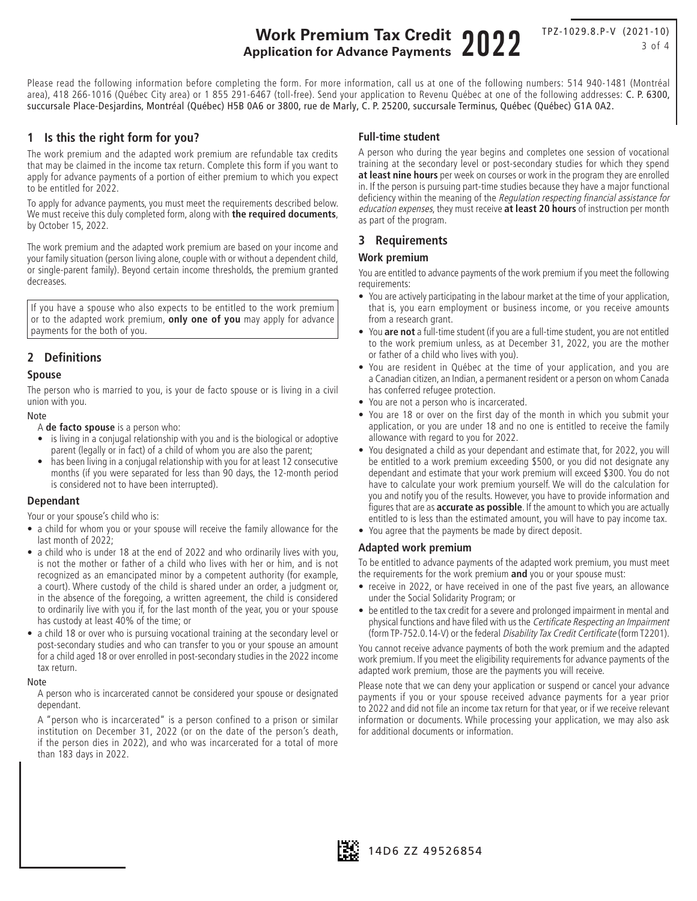# Work Premium Tax Credit 2022
## Application for Advance Payments

TPZ-1029.8.P-V (2021-10)

Please read the following information before completing the form. For more information, call us at one of the following numbers: 514 940-1481 (Montréal area), 418 266-1016 (Québec City area) or 1 855 291-6467 (toll-free). Send your application to Revenu Québec at one of the following addresses: C. P. 6300, succursale Place-Desjardins, Montréal (Québec) H5B 0A6 or 3800, rue de Marly, C. P. 25200, succursale Terminus, Québec (Québec) G1A 0A2.

## 1 Is this the right form for you?

The work premium and the adapted work premium are refundable tax credits that may be claimed in the income tax return. Complete this form if you want to apply for advance payments of a portion of either premium to which you expect to be entitled for 2022.

To apply for advance payments, you must meet the requirements described below. We must receive this duly completed form, along with **the required documents**, by October 15, 2022.

The work premium and the adapted work premium are based on your income and your family situation (person living alone, couple with or without a dependent child, or single-parent family). Beyond certain income thresholds, the premium granted decreases.

If you have a spouse who also expects to be entitled to the work premium or to the adapted work premium, **only one of you** may apply for advance payments for the both of you.

## 2 Definitions

### Spouse

The person who is married to you, is your de facto spouse or is living in a civil union with you.

Note

A **de facto spouse** is a person who:

- is living in a conjugal relationship with you and is the biological or adoptive parent (legally or in fact) of a child of whom you are also the parent;
- has been living in a conjugal relationship with you for at least 12 consecutive months (if you were separated for less than 90 days, the 12-month period is considered not to have been interrupted).

### Dependant

Your or your spouse's child who is:

- a child for whom you or your spouse will receive the family allowance for the last month of 2022;
- a child who is under 18 at the end of 2022 and who ordinarily lives with you, is not the mother or father of a child who lives with her or him, and is not recognized as an emancipated minor by a competent authority (for example, a court). Where custody of the child is shared under an order, a judgment or, in the absence of the foregoing, a written agreement, the child is considered to ordinarily live with you if, for the last month of the year, you or your spouse has custody at least 40% of the time; or
- a child 18 or over who is pursuing vocational training at the secondary level or post-secondary studies and who can transfer to you or your spouse an amount for a child aged 18 or over enrolled in post-secondary studies in the 2022 income tax return.

Note

A person who is incarcerated cannot be considered your spouse or designated dependant.

A "person who is incarcerated" is a person confined to a prison or similar institution on December 31, 2022 (or on the date of the person's death, if the person dies in 2022), and who was incarcerated for a total of more than 183 days in 2022.

### Full-time student

A person who during the year begins and completes one session of vocational training at the secondary level or post-secondary studies for which they spend **at least nine hours** per week on courses or work in the program they are enrolled in. If the person is pursuing part-time studies because they have a major functional deficiency within the meaning of the *Regulation respecting financial assistance for education expenses*, they must receive **at least 20 hours** of instruction per month as part of the program.

## 3 Requirements

### Work premium

You are entitled to advance payments of the work premium if you meet the following requirements:

- You are actively participating in the labour market at the time of your application, that is, you earn employment or business income, or you receive amounts from a research grant.
- You **are not** a full-time student (if you are a full-time student, you are not entitled to the work premium unless, as at December 31, 2022, you are the mother or father of a child who lives with you).
- You are resident in Québec at the time of your application, and you are a Canadian citizen, an Indian, a permanent resident or a person on whom Canada has conferred refugee protection.
- You are not a person who is incarcerated.
- You are 18 or over on the first day of the month in which you submit your application, or you are under 18 and no one is entitled to receive the family allowance with regard to you for 2022.
- You designated a child as your dependant and estimate that, for 2022, you will be entitled to a work premium exceeding $500, or you did not designate any dependant and estimate that your work premium will exceed $300. You do not have to calculate your work premium yourself. We will do the calculation for you and notify you of the results. However, you have to provide information and figures that are as **accurate as possible**. If the amount to which you are actually entitled to is less than the estimated amount, you will have to pay income tax.
- You agree that the payments be made by direct deposit.

### Adapted work premium

To be entitled to advance payments of the adapted work premium, you must meet the requirements for the work premium **and** you or your spouse must:

- receive in 2022, or have received in one of the past five years, an allowance under the Social Solidarity Program; or
- be entitled to the tax credit for a severe and prolonged impairment in mental and physical functions and have filed with us the *Certificate Respecting an Impairment* (form TP-752.0.14-V) or the federal *Disability Tax Credit Certificate* (form T2201).

You cannot receive advance payments of both the work premium and the adapted work premium. If you meet the eligibility requirements for advance payments of the adapted work premium, those are the payments you will receive.

Please note that we can deny your application or suspend or cancel your advance payments if you or your spouse received advance payments for a year prior to 2022 and did not file an income tax return for that year, or if we receive relevant information or documents. While processing your application, we may also ask for additional documents or information.

14D6 ZZ 49526854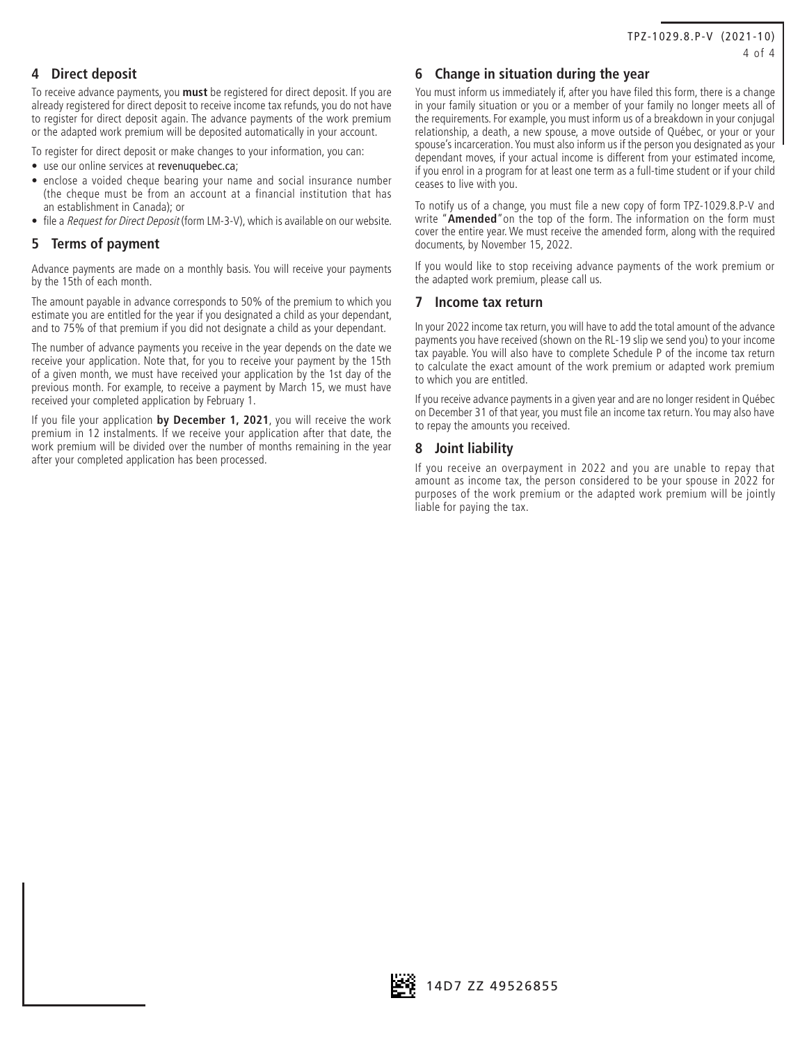## 4 Direct deposit

To receive advance payments, you **must** be registered for direct deposit. If you are already registered for direct deposit to receive income tax refunds, you do not have to register for direct deposit again. The advance payments of the work premium or the adapted work premium will be deposited automatically in your account.

To register for direct deposit or make changes to your information, you can:

- use our online services at revenuquebec.ca;
- enclose a voided cheque bearing your name and social insurance number (the cheque must be from an account at a financial institution that has an establishment in Canada); or
- file a *Request for Direct Deposit* (form LM-3-V), which is available on our website.

## 5 Terms of payment

Advance payments are made on a monthly basis. You will receive your payments by the 15th of each month.

The amount payable in advance corresponds to 50% of the premium to which you estimate you are entitled for the year if you designated a child as your dependant, and to 75% of that premium if you did not designate a child as your dependant.

The number of advance payments you receive in the year depends on the date we receive your application. Note that, for you to receive your payment by the 15th of a given month, we must have received your application by the 1st day of the previous month. For example, to receive a payment by March 15, we must have received your completed application by February 1.

If you file your application **by December 1, 2021**, you will receive the work premium in 12 instalments. If we receive your application after that date, the work premium will be divided over the number of months remaining in the year after your completed application has been processed.

## 6 Change in situation during the year

You must inform us immediately if, after you have filed this form, there is a change in your family situation or you or a member of your family no longer meets all of the requirements. For example, you must inform us of a breakdown in your conjugal relationship, a death, a new spouse, a move outside of Québec, or your or your spouse's incarceration. You must also inform us if the person you designated as your dependant moves, if your actual income is different from your estimated income, if you enrol in a program for at least one term as a full-time student or if your child ceases to live with you.

To notify us of a change, you must file a new copy of form TPZ-1029.8.P-V and write "**Amended**" on the top of the form. The information on the form must cover the entire year. We must receive the amended form, along with the required documents, by November 15, 2022.

If you would like to stop receiving advance payments of the work premium or the adapted work premium, please call us.

## 7 Income tax return

In your 2022 income tax return, you will have to add the total amount of the advance payments you have received (shown on the RL-19 slip we send you) to your income tax payable. You will also have to complete Schedule P of the income tax return to calculate the exact amount of the work premium or adapted work premium to which you are entitled.

If you receive advance payments in a given year and are no longer resident in Québec on December 31 of that year, you must file an income tax return. You may also have to repay the amounts you received.

## 8 Joint liability

If you receive an overpayment in 2022 and you are unable to repay that amount as income tax, the person considered to be your spouse in 2022 for purposes of the work premium or the adapted work premium will be jointly liable for paying the tax.

14D7 ZZ 49526855